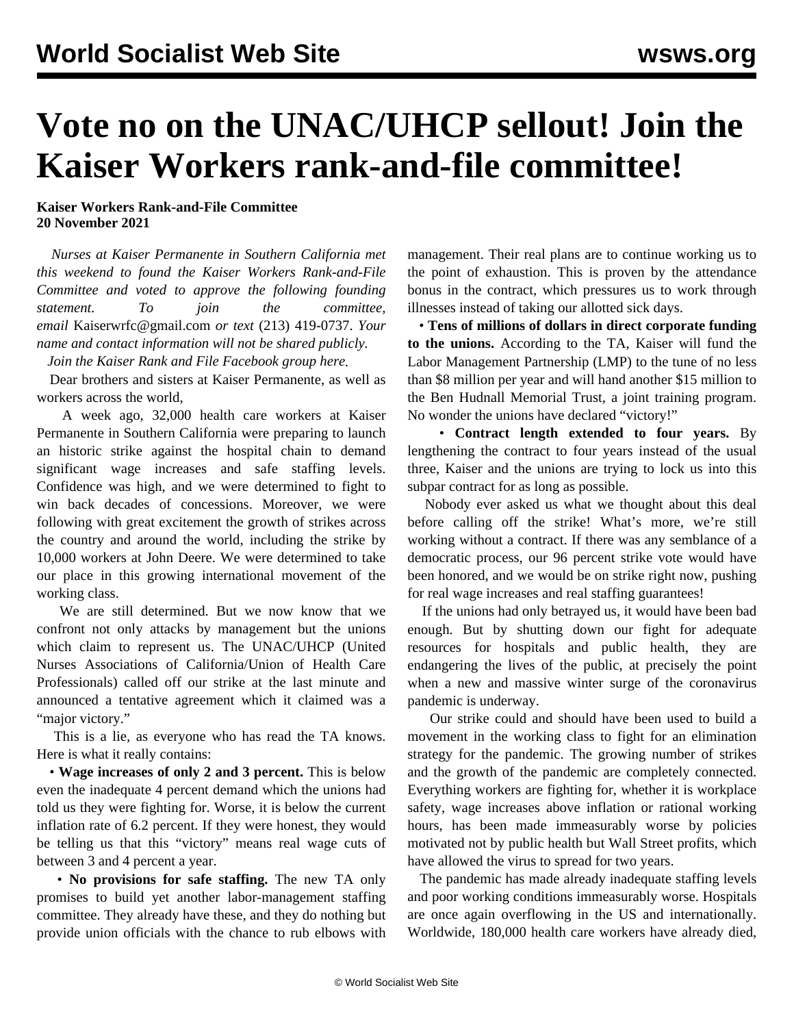# Vote no on the UNAC/UHCP sellout! Join the Kaiser Workers rank-and-file committee!

**Kaiser Workers Rank-and-File Committee**
**20 November 2021**

*Nurses at Kaiser Permanente in Southern California met this weekend to found the Kaiser Workers Rank-and-File Committee and voted to approve the following founding statement. To join the committee, email* Kaiserwrfc@gmail.com *or text* (213) 419-0737. *Your name and contact information will not be shared publicly.*

*Join the Kaiser Rank and File Facebook group here.*

Dear brothers and sisters at Kaiser Permanente, as well as workers across the world,

A week ago, 32,000 health care workers at Kaiser Permanente in Southern California were preparing to launch an historic strike against the hospital chain to demand significant wage increases and safe staffing levels. Confidence was high, and we were determined to fight to win back decades of concessions. Moreover, we were following with great excitement the growth of strikes across the country and around the world, including the strike by 10,000 workers at John Deere. We were determined to take our place in this growing international movement of the working class.

We are still determined. But we now know that we confront not only attacks by management but the unions which claim to represent us. The UNAC/UHCP (United Nurses Associations of California/Union of Health Care Professionals) called off our strike at the last minute and announced a tentative agreement which it claimed was a "major victory."

This is a lie, as everyone who has read the TA knows. Here is what it really contains:

- **Wage increases of only 2 and 3 percent.** This is below even the inadequate 4 percent demand which the unions had told us they were fighting for. Worse, it is below the current inflation rate of 6.2 percent. If they were honest, they would be telling us that this "victory" means real wage cuts of between 3 and 4 percent a year.

- **No provisions for safe staffing.** The new TA only promises to build yet another labor-management staffing committee. They already have these, and they do nothing but provide union officials with the chance to rub elbows with management. Their real plans are to continue working us to the point of exhaustion. This is proven by the attendance bonus in the contract, which pressures us to work through illnesses instead of taking our allotted sick days.

- **Tens of millions of dollars in direct corporate funding to the unions.** According to the TA, Kaiser will fund the Labor Management Partnership (LMP) to the tune of no less than $8 million per year and will hand another $15 million to the Ben Hudnall Memorial Trust, a joint training program. No wonder the unions have declared "victory!"

- **Contract length extended to four years.** By lengthening the contract to four years instead of the usual three, Kaiser and the unions are trying to lock us into this subpar contract for as long as possible.

Nobody ever asked us what we thought about this deal before calling off the strike! What's more, we're still working without a contract. If there was any semblance of a democratic process, our 96 percent strike vote would have been honored, and we would be on strike right now, pushing for real wage increases and real staffing guarantees!

If the unions had only betrayed us, it would have been bad enough. But by shutting down our fight for adequate resources for hospitals and public health, they are endangering the lives of the public, at precisely the point when a new and massive winter surge of the coronavirus pandemic is underway.

Our strike could and should have been used to build a movement in the working class to fight for an elimination strategy for the pandemic. The growing number of strikes and the growth of the pandemic are completely connected. Everything workers are fighting for, whether it is workplace safety, wage increases above inflation or rational working hours, has been made immeasurably worse by policies motivated not by public health but Wall Street profits, which have allowed the virus to spread for two years.

The pandemic has made already inadequate staffing levels and poor working conditions immeasurably worse. Hospitals are once again overflowing in the US and internationally. Worldwide, 180,000 health care workers have already died,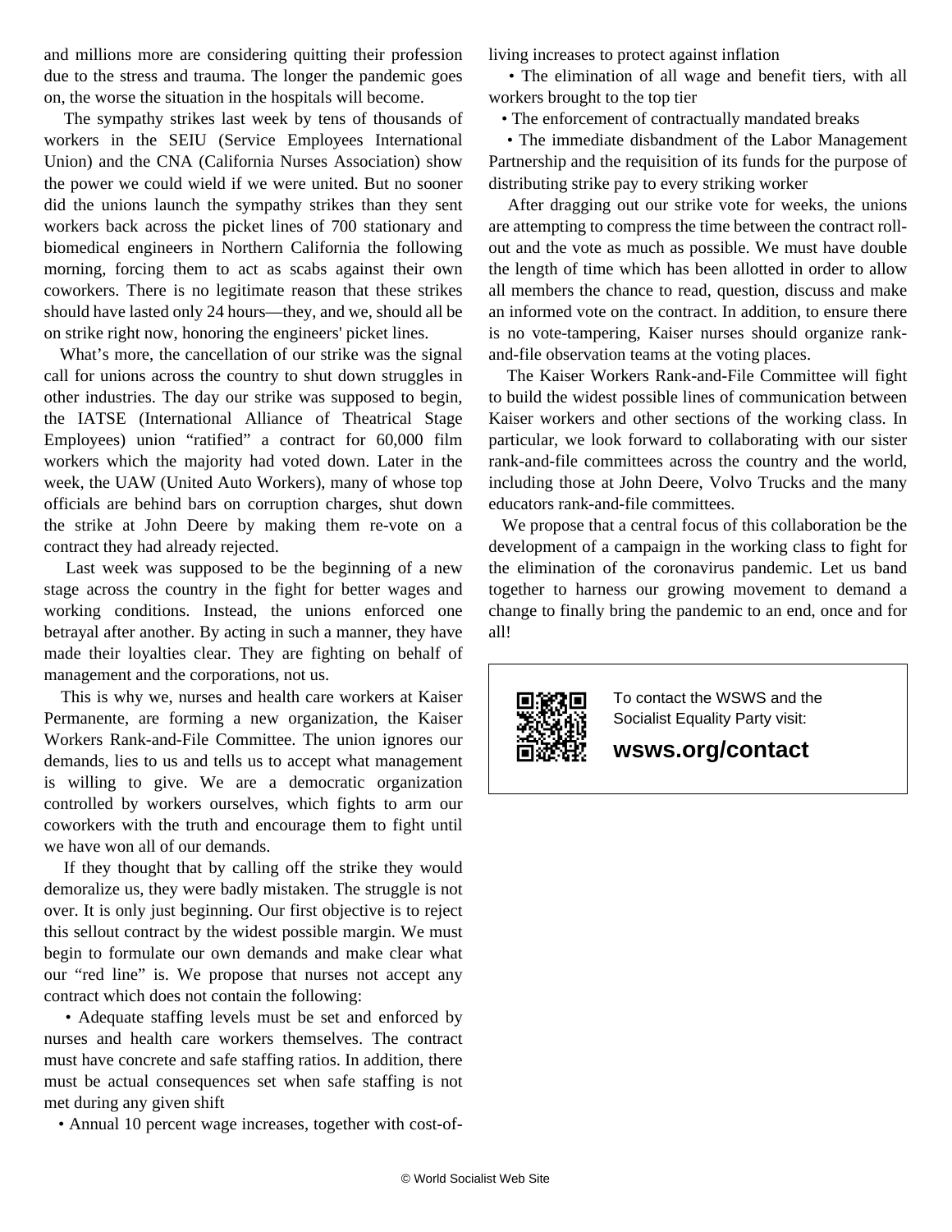and millions more are considering quitting their profession due to the stress and trauma. The longer the pandemic goes on, the worse the situation in the hospitals will become.

The sympathy strikes last week by tens of thousands of workers in the SEIU (Service Employees International Union) and the CNA (California Nurses Association) show the power we could wield if we were united. But no sooner did the unions launch the sympathy strikes than they sent workers back across the picket lines of 700 stationary and biomedical engineers in Northern California the following morning, forcing them to act as scabs against their own coworkers. There is no legitimate reason that these strikes should have lasted only 24 hours—they, and we, should all be on strike right now, honoring the engineers' picket lines.

What's more, the cancellation of our strike was the signal call for unions across the country to shut down struggles in other industries. The day our strike was supposed to begin, the IATSE (International Alliance of Theatrical Stage Employees) union "ratified" a contract for 60,000 film workers which the majority had voted down. Later in the week, the UAW (United Auto Workers), many of whose top officials are behind bars on corruption charges, shut down the strike at John Deere by making them re-vote on a contract they had already rejected.

Last week was supposed to be the beginning of a new stage across the country in the fight for better wages and working conditions. Instead, the unions enforced one betrayal after another. By acting in such a manner, they have made their loyalties clear. They are fighting on behalf of management and the corporations, not us.

This is why we, nurses and health care workers at Kaiser Permanente, are forming a new organization, the Kaiser Workers Rank-and-File Committee. The union ignores our demands, lies to us and tells us to accept what management is willing to give. We are a democratic organization controlled by workers ourselves, which fights to arm our coworkers with the truth and encourage them to fight until we have won all of our demands.

If they thought that by calling off the strike they would demoralize us, they were badly mistaken. The struggle is not over. It is only just beginning. Our first objective is to reject this sellout contract by the widest possible margin. We must begin to formulate our own demands and make clear what our "red line" is. We propose that nurses not accept any contract which does not contain the following:

- Adequate staffing levels must be set and enforced by nurses and health care workers themselves. The contract must have concrete and safe staffing ratios. In addition, there must be actual consequences set when safe staffing is not met during any given shift
- Annual 10 percent wage increases, together with cost-of-living increases to protect against inflation
- The elimination of all wage and benefit tiers, with all workers brought to the top tier
- The enforcement of contractually mandated breaks
- The immediate disbandment of the Labor Management Partnership and the requisition of its funds for the purpose of distributing strike pay to every striking worker

After dragging out our strike vote for weeks, the unions are attempting to compress the time between the contract roll-out and the vote as much as possible. We must have double the length of time which has been allotted in order to allow all members the chance to read, question, discuss and make an informed vote on the contract. In addition, to ensure there is no vote-tampering, Kaiser nurses should organize rank-and-file observation teams at the voting places.

The Kaiser Workers Rank-and-File Committee will fight to build the widest possible lines of communication between Kaiser workers and other sections of the working class. In particular, we look forward to collaborating with our sister rank-and-file committees across the country and the world, including those at John Deere, Volvo Trucks and the many educators rank-and-file committees.

We propose that a central focus of this collaboration be the development of a campaign in the working class to fight for the elimination of the coronavirus pandemic. Let us band together to harness our growing movement to demand a change to finally bring the pandemic to an end, once and for all!

To contact the WSWS and the Socialist Equality Party visit:

**wsws.org/contact**